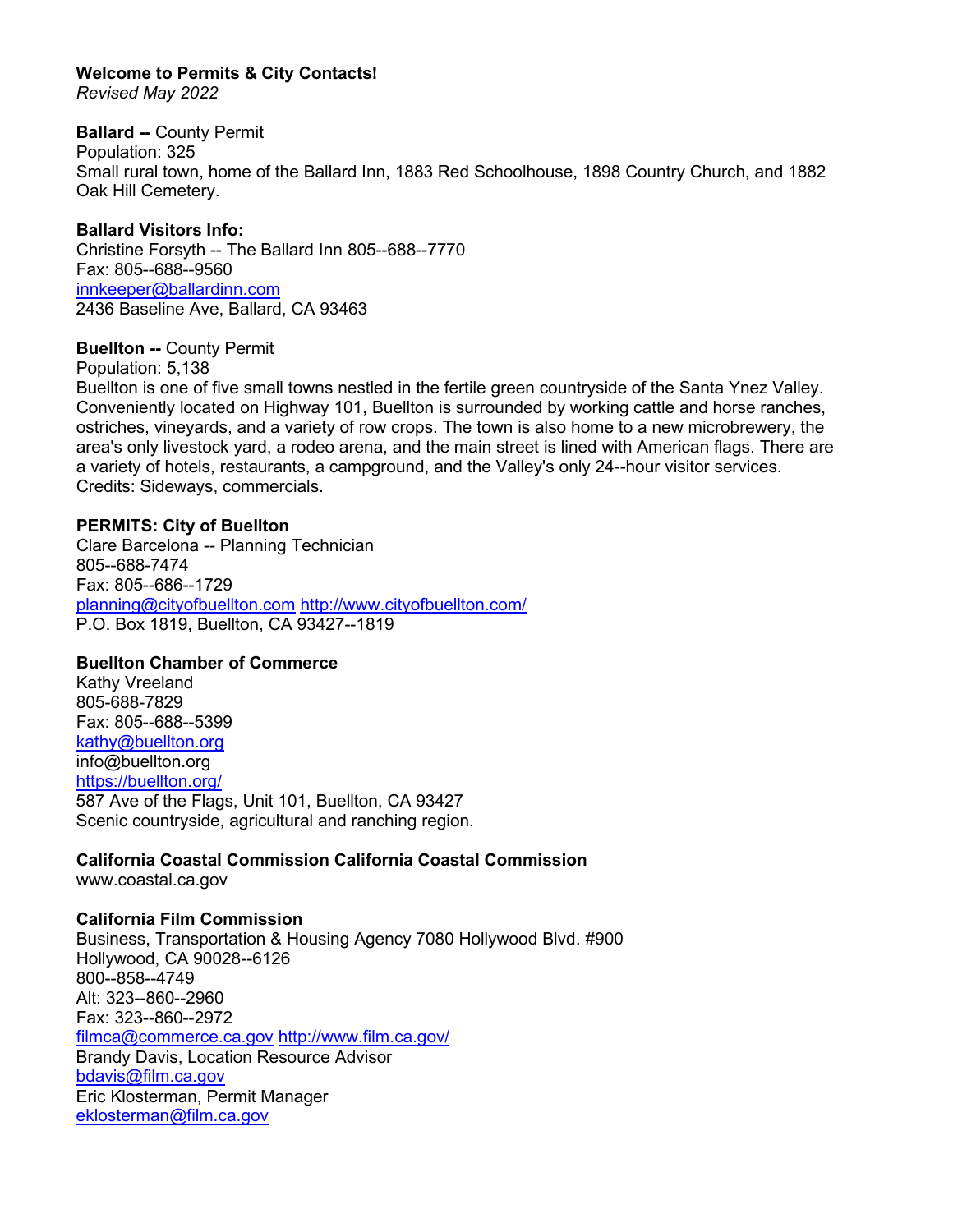**Welcome to Permits & City Contacts!**
*Revised May 2022*

**Ballard --** County Permit
Population: 325
Small rural town, home of the Ballard Inn, 1883 Red Schoolhouse, 1898 Country Church, and 1882 Oak Hill Cemetery.

**Ballard Visitors Info:**
Christine Forsyth -- The Ballard Inn 805--688--7770
Fax: 805--688--9560
innkeeper@ballardinn.com
2436 Baseline Ave, Ballard, CA 93463

**Buellton --** County Permit
Population: 5,138
Buellton is one of five small towns nestled in the fertile green countryside of the Santa Ynez Valley. Conveniently located on Highway 101, Buellton is surrounded by working cattle and horse ranches, ostriches, vineyards, and a variety of row crops. The town is also home to a new microbrewery, the area's only livestock yard, a rodeo arena, and the main street is lined with American flags. There are a variety of hotels, restaurants, a campground, and the Valley's only 24--hour visitor services.
Credits: Sideways, commercials.

**PERMITS: City of Buellton**
Clare Barcelona -- Planning Technician
805--688-7474
Fax: 805--686--1729
planning@cityofbuellton.com http://www.cityofbuellton.com/
P.O. Box 1819, Buellton, CA 93427--1819

**Buellton Chamber of Commerce**
Kathy Vreeland
805-688-7829
Fax: 805--688--5399
kathy@buellton.org
info@buellton.org
https://buellton.org/
587 Ave of the Flags, Unit 101, Buellton, CA 93427
Scenic countryside, agricultural and ranching region.

**California Coastal Commission California Coastal Commission**
www.coastal.ca.gov

**California Film Commission**
Business, Transportation & Housing Agency 7080 Hollywood Blvd. #900
Hollywood, CA 90028--6126
800--858--4749
Alt: 323--860--2960
Fax: 323--860--2972
filmca@commerce.ca.gov http://www.film.ca.gov/
Brandy Davis, Location Resource Advisor
bdavis@film.ca.gov
Eric Klosterman, Permit Manager
eklosterman@film.ca.gov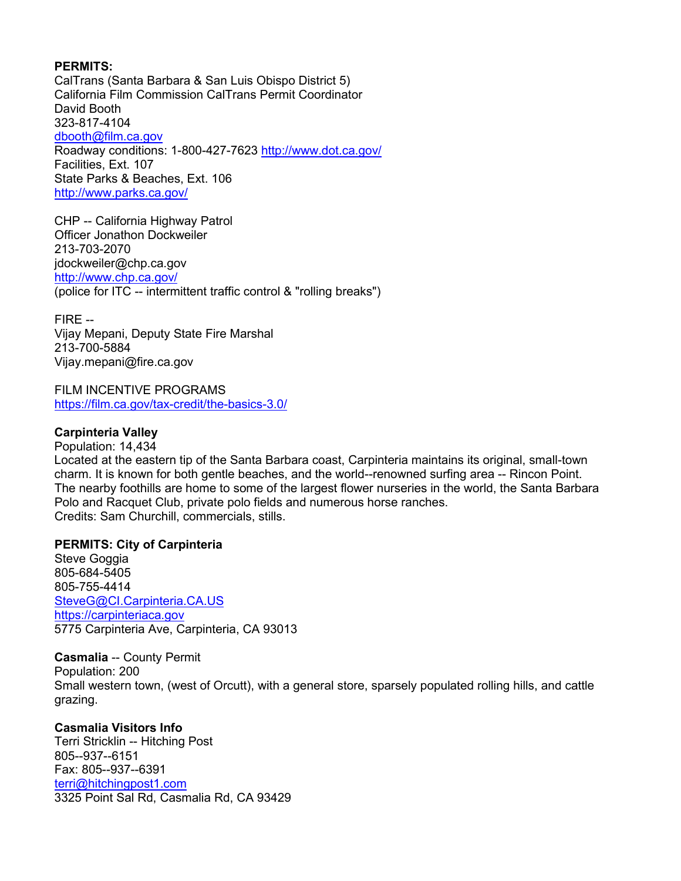**PERMITS:**
CalTrans (Santa Barbara & San Luis Obispo District 5)
California Film Commission CalTrans Permit Coordinator
David Booth
323-817-4104
dbooth@film.ca.gov
Roadway conditions: 1-800-427-7623 http://www.dot.ca.gov/
Facilities, Ext. 107
State Parks & Beaches, Ext. 106
http://www.parks.ca.gov/

CHP -- California Highway Patrol
Officer Jonathon Dockweiler
213-703-2070
jdockweiler@chp.ca.gov
http://www.chp.ca.gov/
(police for ITC -- intermittent traffic control & "rolling breaks")

FIRE --
Vijay Mepani, Deputy State Fire Marshal
213-700-5884
Vijay.mepani@fire.ca.gov

FILM INCENTIVE PROGRAMS
https://film.ca.gov/tax-credit/the-basics-3.0/

**Carpinteria Valley**
Population: 14,434
Located at the eastern tip of the Santa Barbara coast, Carpinteria maintains its original, small-town charm. It is known for both gentle beaches, and the world--renowned surfing area -- Rincon Point. The nearby foothills are home to some of the largest flower nurseries in the world, the Santa Barbara Polo and Racquet Club, private polo fields and numerous horse ranches.
Credits: Sam Churchill, commercials, stills.

**PERMITS: City of Carpinteria**
Steve Goggia
805-684-5405
805-755-4414
SteveG@CI.Carpinteria.CA.US
https://carpinteriaca.gov
5775 Carpinteria Ave, Carpinteria, CA 93013

**Casmalia** -- County Permit
Population: 200
Small western town, (west of Orcutt), with a general store, sparsely populated rolling hills, and cattle grazing.

**Casmalia Visitors Info**
Terri Stricklin -- Hitching Post
805--937--6151
Fax: 805--937--6391
terri@hitchingpost1.com
3325 Point Sal Rd, Casmalia Rd, CA 93429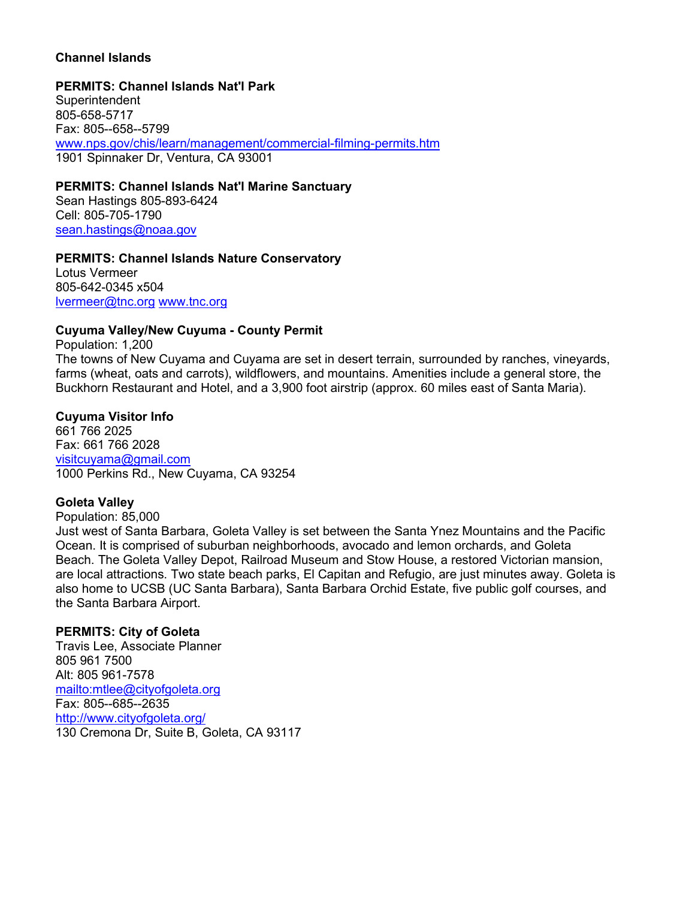**Channel Islands**

**PERMITS: Channel Islands Nat'l Park**
Superintendent
805-658-5717
Fax: 805--658--5799
www.nps.gov/chis/learn/management/commercial-filming-permits.htm
1901 Spinnaker Dr, Ventura, CA 93001

**PERMITS: Channel Islands Nat'l Marine Sanctuary**
Sean Hastings 805-893-6424
Cell: 805-705-1790
sean.hastings@noaa.gov

**PERMITS: Channel Islands Nature Conservatory**
Lotus Vermeer
805-642-0345 x504
lvermeer@tnc.org www.tnc.org

**Cuyuma Valley/New Cuyuma - County Permit**
Population: 1,200
The towns of New Cuyama and Cuyama are set in desert terrain, surrounded by ranches, vineyards, farms (wheat, oats and carrots), wildflowers, and mountains. Amenities include a general store, the Buckhorn Restaurant and Hotel, and a 3,900 foot airstrip (approx. 60 miles east of Santa Maria).

**Cuyuma Visitor Info**
661 766 2025
Fax: 661 766 2028
visitcuyama@gmail.com
1000 Perkins Rd., New Cuyama, CA 93254

**Goleta Valley**
Population: 85,000
Just west of Santa Barbara, Goleta Valley is set between the Santa Ynez Mountains and the Pacific Ocean. It is comprised of suburban neighborhoods, avocado and lemon orchards, and Goleta Beach. The Goleta Valley Depot, Railroad Museum and Stow House, a restored Victorian mansion, are local attractions. Two state beach parks, El Capitan and Refugio, are just minutes away. Goleta is also home to UCSB (UC Santa Barbara), Santa Barbara Orchid Estate, five public golf courses, and the Santa Barbara Airport.

**PERMITS: City of Goleta**
Travis Lee, Associate Planner
805 961 7500
Alt: 805 961-7578
mailto:mtlee@cityofgoleta.org
Fax: 805--685--2635
http://www.cityofgoleta.org/
130 Cremona Dr, Suite B, Goleta, CA 93117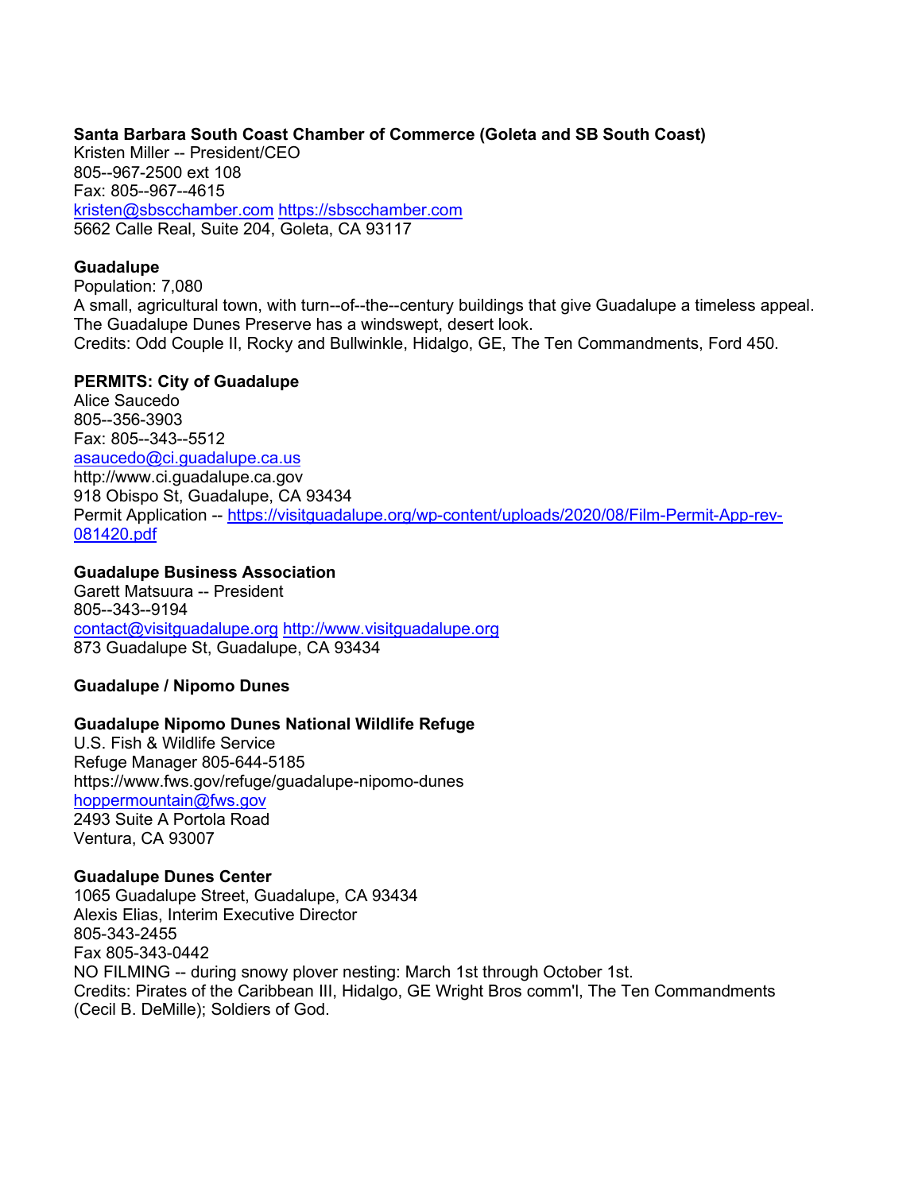**Santa Barbara South Coast Chamber of Commerce (Goleta and SB South Coast)**
Kristen Miller -- President/CEO
805--967-2500 ext 108
Fax: 805--967--4615
kristen@sbscchamber.com https://sbscchamber.com
5662 Calle Real, Suite 204, Goleta, CA 93117

**Guadalupe**
Population: 7,080
A small, agricultural town, with turn--of--the--century buildings that give Guadalupe a timeless appeal.
The Guadalupe Dunes Preserve has a windswept, desert look.
Credits: Odd Couple II, Rocky and Bullwinkle, Hidalgo, GE, The Ten Commandments, Ford 450.

**PERMITS: City of Guadalupe**
Alice Saucedo
805--356-3903
Fax: 805--343--5512
asaucedo@ci.guadalupe.ca.us
http://www.ci.guadalupe.ca.gov
918 Obispo St, Guadalupe, CA 93434
Permit Application -- https://visitguadalupe.org/wp-content/uploads/2020/08/Film-Permit-App-rev-081420.pdf

**Guadalupe Business Association**
Garett Matsuura -- President
805--343--9194
contact@visitguadalupe.org http://www.visitguadalupe.org
873 Guadalupe St, Guadalupe, CA 93434

**Guadalupe / Nipomo Dunes**

**Guadalupe Nipomo Dunes National Wildlife Refuge**
U.S. Fish & Wildlife Service
Refuge Manager 805-644-5185
https://www.fws.gov/refuge/guadalupe-nipomo-dunes
hoppermountain@fws.gov
2493 Suite A Portola Road
Ventura, CA 93007

**Guadalupe Dunes Center**
1065 Guadalupe Street, Guadalupe, CA 93434
Alexis Elias, Interim Executive Director
805-343-2455
Fax 805-343-0442
NO FILMING -- during snowy plover nesting: March 1st through October 1st.
Credits: Pirates of the Caribbean III, Hidalgo, GE Wright Bros comm'l, The Ten Commandments (Cecil B. DeMille); Soldiers of God.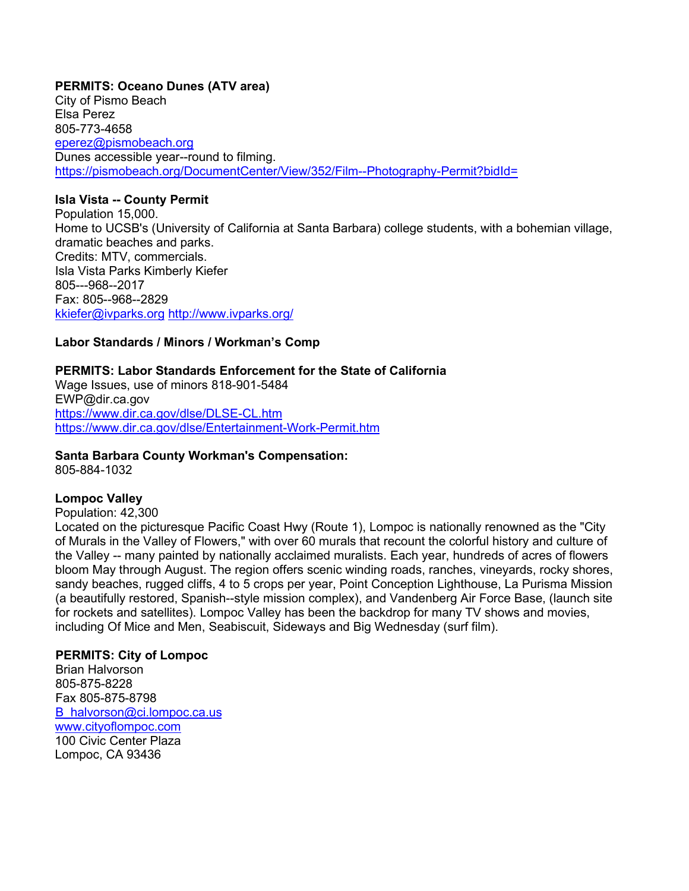**PERMITS: Oceano Dunes (ATV area)**
City of Pismo Beach
Elsa Perez
805-773-4658
eperez@pismobeach.org
Dunes accessible year--round to filming.
https://pismobeach.org/DocumentCenter/View/352/Film--Photography-Permit?bidId=

**Isla Vista -- County Permit**
Population 15,000.
Home to UCSB's (University of California at Santa Barbara) college students, with a bohemian village, dramatic beaches and parks.
Credits: MTV, commercials.
Isla Vista Parks Kimberly Kiefer
805---968--2017
Fax: 805--968--2829
kkiefer@ivparks.org http://www.ivparks.org/

**Labor Standards / Minors / Workman's Comp**

**PERMITS: Labor Standards Enforcement for the State of California**
Wage Issues, use of minors 818-901-5484
EWP@dir.ca.gov
https://www.dir.ca.gov/dlse/DLSE-CL.htm
https://www.dir.ca.gov/dlse/Entertainment-Work-Permit.htm

**Santa Barbara County Workman's Compensation:**
805-884-1032

**Lompoc Valley**
Population: 42,300
Located on the picturesque Pacific Coast Hwy (Route 1), Lompoc is nationally renowned as the "City of Murals in the Valley of Flowers," with over 60 murals that recount the colorful history and culture of the Valley -- many painted by nationally acclaimed muralists. Each year, hundreds of acres of flowers bloom May through August. The region offers scenic winding roads, ranches, vineyards, rocky shores, sandy beaches, rugged cliffs, 4 to 5 crops per year, Point Conception Lighthouse, La Purisma Mission (a beautifully restored, Spanish--style mission complex), and Vandenberg Air Force Base, (launch site for rockets and satellites). Lompoc Valley has been the backdrop for many TV shows and movies, including Of Mice and Men, Seabiscuit, Sideways and Big Wednesday (surf film).

**PERMITS: City of Lompoc**
Brian Halvorson
805-875-8228
Fax 805-875-8798
B_halvorson@ci.lompoc.ca.us
www.cityoflompoc.com
100 Civic Center Plaza
Lompoc, CA 93436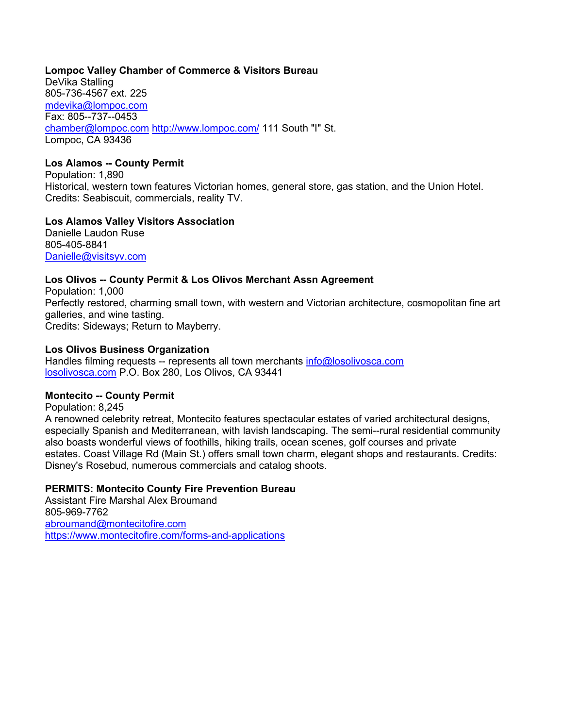**Lompoc Valley Chamber of Commerce & Visitors Bureau**
DeVika Stalling
805-736-4567 ext. 225
mdevika@lompoc.com
Fax: 805--737--0453
chamber@lompoc.com http://www.lompoc.com/ 111 South "I" St.
Lompoc, CA 93436

**Los Alamos -- County Permit**
Population: 1,890
Historical, western town features Victorian homes, general store, gas station, and the Union Hotel.
Credits: Seabiscuit, commercials, reality TV.

**Los Alamos Valley Visitors Association**
Danielle Laudon Ruse
805-405-8841
Danielle@visitsyv.com

**Los Olivos -- County Permit & Los Olivos Merchant Assn Agreement**
Population: 1,000
Perfectly restored, charming small town, with western and Victorian architecture, cosmopolitan fine art galleries, and wine tasting.
Credits: Sideways; Return to Mayberry.

**Los Olivos Business Organization**
Handles filming requests -- represents all town merchants info@losolivosca.com
losolivosca.com P.O. Box 280, Los Olivos, CA 93441

**Montecito -- County Permit**
Population: 8,245
A renowned celebrity retreat, Montecito features spectacular estates of varied architectural designs, especially Spanish and Mediterranean, with lavish landscaping. The semi--rural residential community also boasts wonderful views of foothills, hiking trails, ocean scenes, golf courses and private estates. Coast Village Rd (Main St.) offers small town charm, elegant shops and restaurants. Credits: Disney's Rosebud, numerous commercials and catalog shoots.

**PERMITS: Montecito County Fire Prevention Bureau**
Assistant Fire Marshal Alex Broumand
805-969-7762
abroumand@montecitofire.com
https://www.montecitofire.com/forms-and-applications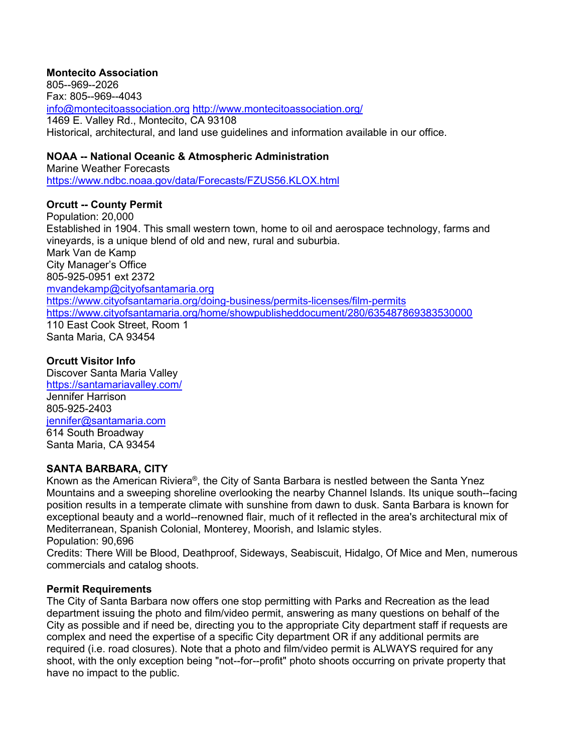**Montecito Association**
805--969--2026
Fax: 805--969--4043
info@montecitoassociation.org http://www.montecitoassociation.org/
1469 E. Valley Rd., Montecito, CA 93108
Historical, architectural, and land use guidelines and information available in our office.

**NOAA -- National Oceanic & Atmospheric Administration**
Marine Weather Forecasts
https://www.ndbc.noaa.gov/data/Forecasts/FZUS56.KLOX.html

**Orcutt -- County Permit**
Population: 20,000
Established in 1904. This small western town, home to oil and aerospace technology, farms and vineyards, is a unique blend of old and new, rural and suburbia.
Mark Van de Kamp
City Manager's Office
805-925-0951 ext 2372
mvandekamp@cityofsantamaria.org
https://www.cityofsantamaria.org/doing-business/permits-licenses/film-permits
https://www.cityofsantamaria.org/home/showpublisheddocument/280/635487869383530000
110 East Cook Street, Room 1
Santa Maria, CA 93454

**Orcutt Visitor Info**
Discover Santa Maria Valley
https://santamariavalley.com/
Jennifer Harrison
805-925-2403
jennifer@santamaria.com
614 South Broadway
Santa Maria, CA 93454

**SANTA BARBARA, CITY**
Known as the American Riviera®, the City of Santa Barbara is nestled between the Santa Ynez Mountains and a sweeping shoreline overlooking the nearby Channel Islands. Its unique south--facing position results in a temperate climate with sunshine from dawn to dusk. Santa Barbara is known for exceptional beauty and a world--renowned flair, much of it reflected in the area's architectural mix of Mediterranean, Spanish Colonial, Monterey, Moorish, and Islamic styles.
Population: 90,696
Credits: There Will be Blood, Deathproof, Sideways, Seabiscuit, Hidalgo, Of Mice and Men, numerous commercials and catalog shoots.

**Permit Requirements**
The City of Santa Barbara now offers one stop permitting with Parks and Recreation as the lead department issuing the photo and film/video permit, answering as many questions on behalf of the City as possible and if need be, directing you to the appropriate City department staff if requests are complex and need the expertise of a specific City department OR if any additional permits are required (i.e. road closures). Note that a photo and film/video permit is ALWAYS required for any shoot, with the only exception being "not--for--profit" photo shoots occurring on private property that have no impact to the public.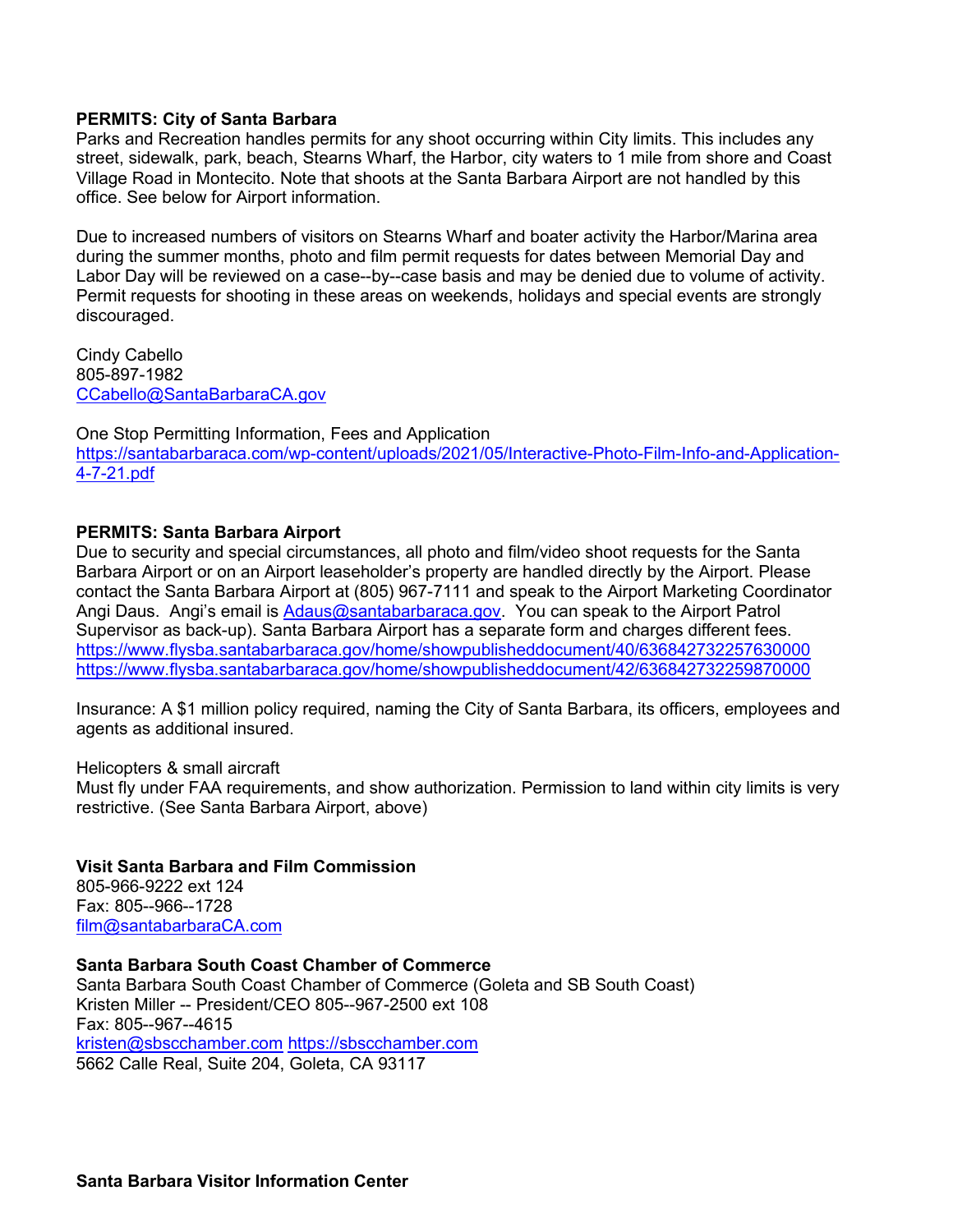**PERMITS: City of Santa Barbara**
Parks and Recreation handles permits for any shoot occurring within City limits. This includes any street, sidewalk, park, beach, Stearns Wharf, the Harbor, city waters to 1 mile from shore and Coast Village Road in Montecito. Note that shoots at the Santa Barbara Airport are not handled by this office. See below for Airport information.

Due to increased numbers of visitors on Stearns Wharf and boater activity the Harbor/Marina area during the summer months, photo and film permit requests for dates between Memorial Day and Labor Day will be reviewed on a case--by--case basis and may be denied due to volume of activity. Permit requests for shooting in these areas on weekends, holidays and special events are strongly discouraged.

Cindy Cabello
805-897-1982
CCabello@SantaBarbaraCA.gov

One Stop Permitting Information, Fees and Application
https://santabarbaraca.com/wp-content/uploads/2021/05/Interactive-Photo-Film-Info-and-Application-4-7-21.pdf

**PERMITS: Santa Barbara Airport**
Due to security and special circumstances, all photo and film/video shoot requests for the Santa Barbara Airport or on an Airport leaseholder's property are handled directly by the Airport. Please contact the Santa Barbara Airport at (805) 967-7111 and speak to the Airport Marketing Coordinator Angi Daus. Angi's email is Adaus@santabarbaraca.gov. You can speak to the Airport Patrol Supervisor as back-up). Santa Barbara Airport has a separate form and charges different fees.
https://www.flysba.santabarbaraca.gov/home/showpublisheddocument/40/636842732257630000
https://www.flysba.santabarbaraca.gov/home/showpublisheddocument/42/636842732259870000

Insurance: A $1 million policy required, naming the City of Santa Barbara, its officers, employees and agents as additional insured.

Helicopters & small aircraft
Must fly under FAA requirements, and show authorization. Permission to land within city limits is very restrictive. (See Santa Barbara Airport, above)

**Visit Santa Barbara and Film Commission**
805-966-9222 ext 124
Fax: 805--966--1728
film@santabarbaraCA.com

**Santa Barbara South Coast Chamber of Commerce**
Santa Barbara South Coast Chamber of Commerce (Goleta and SB South Coast)
Kristen Miller -- President/CEO 805--967-2500 ext 108
Fax: 805--967--4615
kristen@sbscchamber.com https://sbscchamber.com
5662 Calle Real, Suite 204, Goleta, CA 93117

**Santa Barbara Visitor Information Center**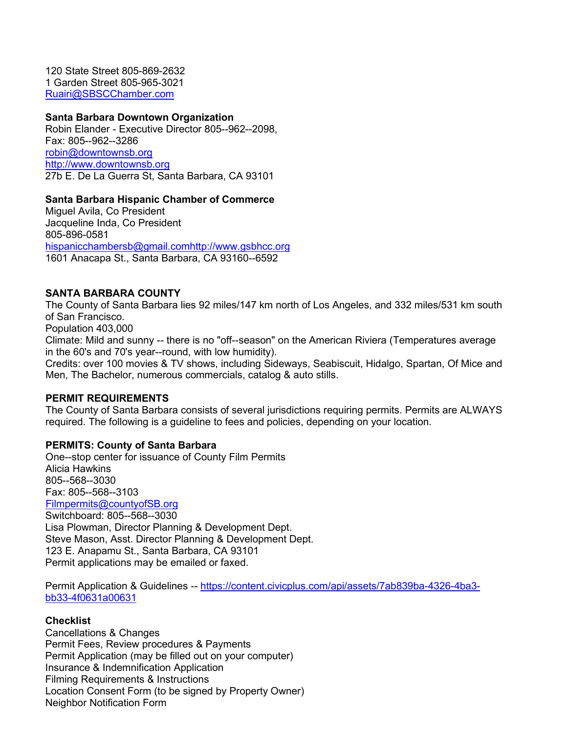120 State Street 805-869-2632
1 Garden Street 805-965-3021
Ruairi@SBSCChamber.com

**Santa Barbara Downtown Organization**
Robin Elander - Executive Director 805--962--2098,
Fax: 805--962--3286
robin@downtownsb.org
http://www.downtownsb.org
27b E. De La Guerra St, Santa Barbara, CA 93101

**Santa Barbara Hispanic Chamber of Commerce**
Miguel Avila, Co President
Jacqueline Inda, Co President
805-896-0581
hispanicchambersb@gmail.comhttp://www.gsbhcc.org
1601 Anacapa St., Santa Barbara, CA 93160--6592

**SANTA BARBARA COUNTY**
The County of Santa Barbara lies 92 miles/147 km north of Los Angeles, and 332 miles/531 km south of San Francisco.
Population 403,000
Climate: Mild and sunny -- there is no "off--season" on the American Riviera (Temperatures average in the 60's and 70's year--round, with low humidity).
Credits: over 100 movies & TV shows, including Sideways, Seabiscuit, Hidalgo, Spartan, Of Mice and Men, The Bachelor, numerous commercials, catalog & auto stills.

**PERMIT REQUIREMENTS**
The County of Santa Barbara consists of several jurisdictions requiring permits. Permits are ALWAYS required. The following is a guideline to fees and policies, depending on your location.

**PERMITS: County of Santa Barbara**
One--stop center for issuance of County Film Permits
Alicia Hawkins
805--568--3030
Fax: 805--568--3103
Filmpermits@countyofSB.org
Switchboard: 805--568--3030
Lisa Plowman, Director Planning & Development Dept.
Steve Mason, Asst. Director Planning & Development Dept.
123 E. Anapamu St., Santa Barbara, CA 93101
Permit applications may be emailed or faxed.

Permit Application & Guidelines -- https://content.civicplus.com/api/assets/7ab839ba-4326-4ba3-bb33-4f0631a00631

**Checklist**
Cancellations & Changes
Permit Fees, Review procedures & Payments
Permit Application (may be filled out on your computer)
Insurance & Indemnification Application
Filming Requirements & Instructions
Location Consent Form (to be signed by Property Owner)
Neighbor Notification Form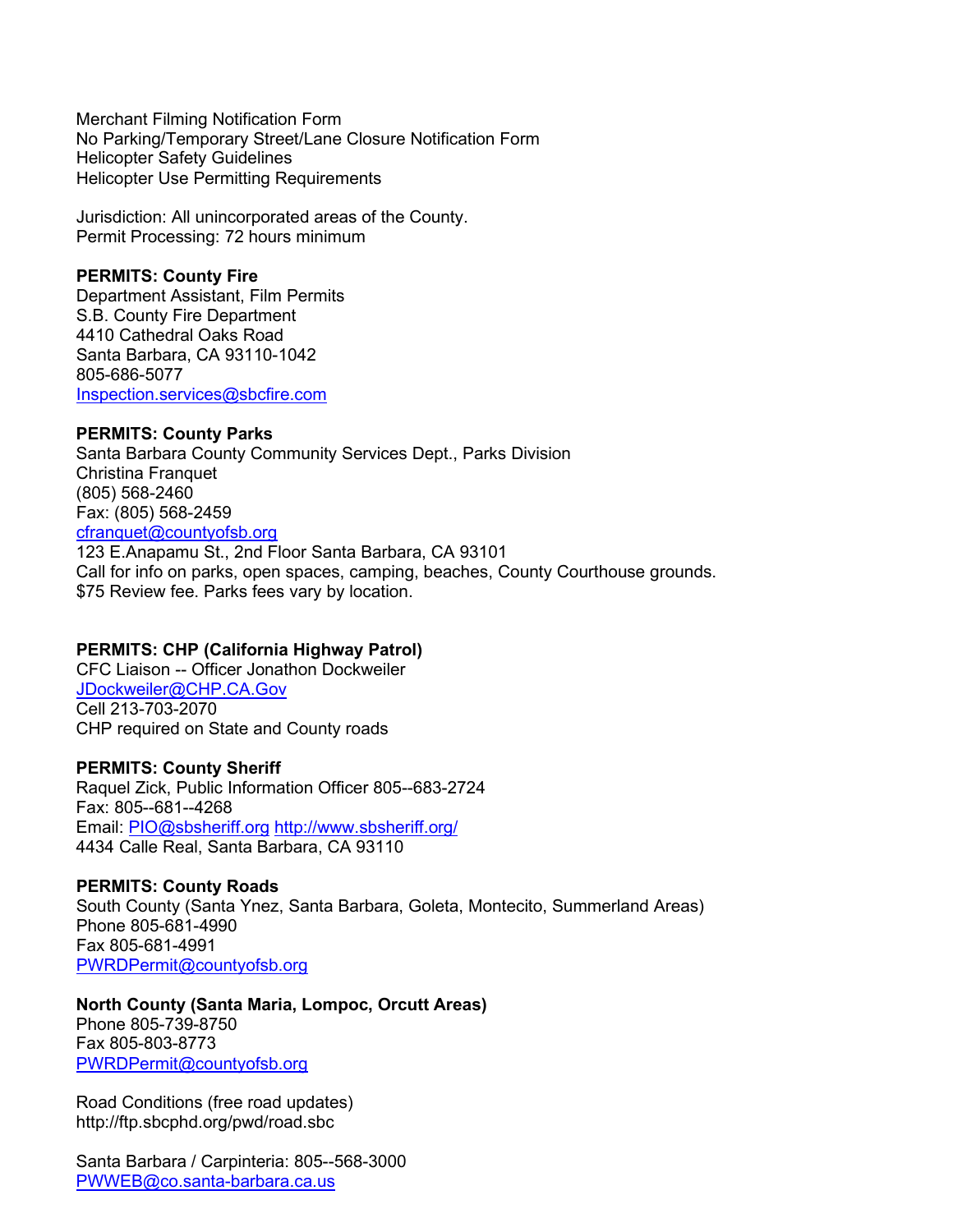Merchant Filming Notification Form
No Parking/Temporary Street/Lane Closure Notification Form
Helicopter Safety Guidelines
Helicopter Use Permitting Requirements

Jurisdiction: All unincorporated areas of the County.
Permit Processing: 72 hours minimum

**PERMITS: County Fire**
Department Assistant, Film Permits
S.B. County Fire Department
4410 Cathedral Oaks Road
Santa Barbara, CA 93110-1042
805-686-5077
Inspection.services@sbcfire.com

**PERMITS: County Parks**
Santa Barbara County Community Services Dept., Parks Division
Christina Franquet
(805) 568-2460
Fax: (805) 568-2459
cfranquet@countyofsb.org
123 E.Anapamu St., 2nd Floor Santa Barbara, CA 93101
Call for info on parks, open spaces, camping, beaches, County Courthouse grounds.
$75 Review fee. Parks fees vary by location.

**PERMITS: CHP (California Highway Patrol)**
CFC Liaison -- Officer Jonathon Dockweiler
JDockweiler@CHP.CA.Gov
Cell 213-703-2070
CHP required on State and County roads

**PERMITS: County Sheriff**
Raquel Zick, Public Information Officer 805--683-2724
Fax: 805--681--4268
Email: PIO@sbsheriff.org http://www.sbsheriff.org/
4434 Calle Real, Santa Barbara, CA 93110

**PERMITS: County Roads**
South County (Santa Ynez, Santa Barbara, Goleta, Montecito, Summerland Areas)
Phone 805-681-4990
Fax 805-681-4991
PWRDPermit@countyofsb.org

**North County (Santa Maria, Lompoc, Orcutt Areas)**
Phone 805-739-8750
Fax 805-803-8773
PWRDPermit@countyofsb.org

Road Conditions (free road updates)
http://ftp.sbcphd.org/pwd/road.sbc

Santa Barbara / Carpinteria: 805--568-3000
PWWEB@co.santa-barbara.ca.us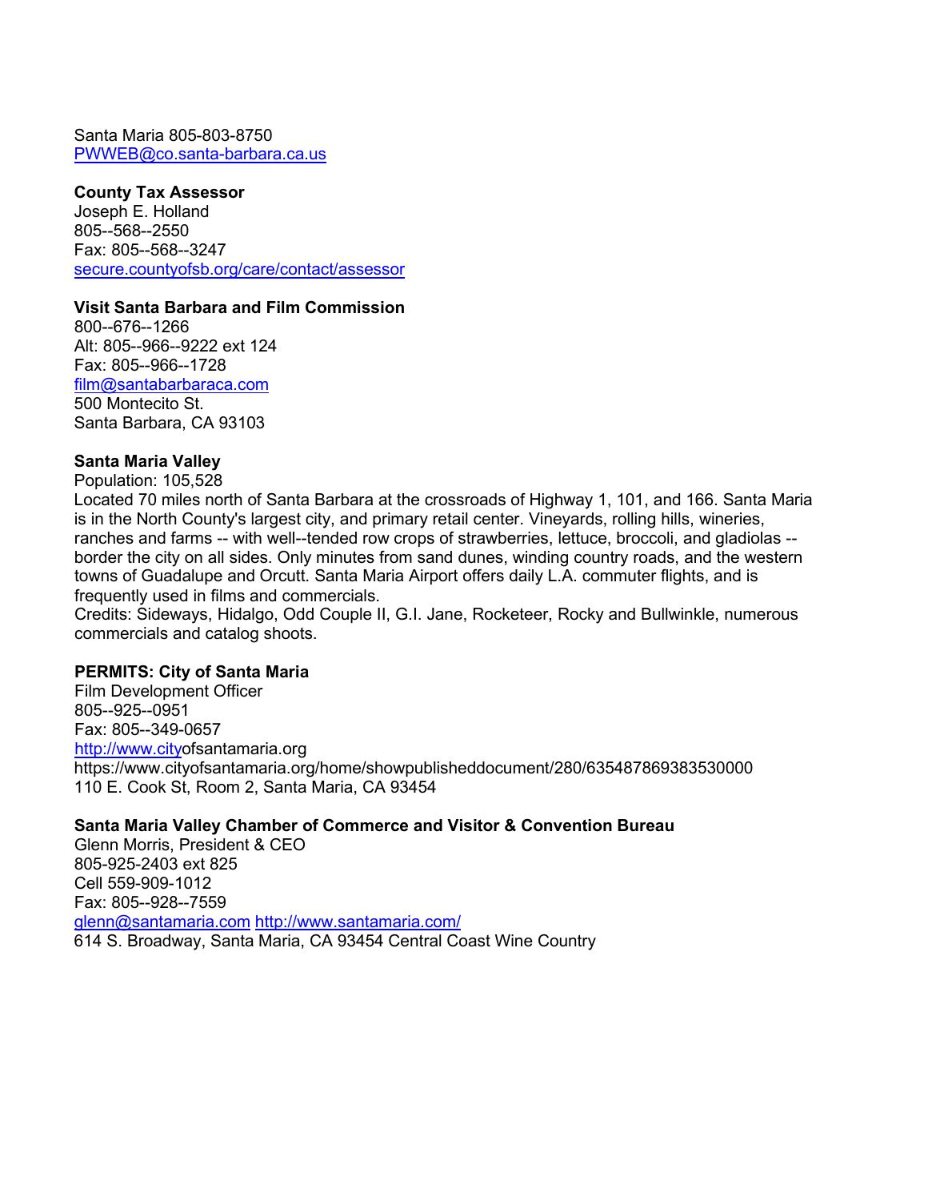Santa Maria 805-803-8750
PWWEB@co.santa-barbara.ca.us

**County Tax Assessor**
Joseph E. Holland
805--568--2550
Fax: 805--568--3247
secure.countyofsb.org/care/contact/assessor

**Visit Santa Barbara and Film Commission**
800--676--1266
Alt: 805--966--9222 ext 124
Fax: 805--966--1728
film@santabarbaraca.com
500 Montecito St.
Santa Barbara, CA 93103

**Santa Maria Valley**
Population: 105,528
Located 70 miles north of Santa Barbara at the crossroads of Highway 1, 101, and 166. Santa Maria is in the North County's largest city, and primary retail center. Vineyards, rolling hills, wineries, ranches and farms -- with well--tended row crops of strawberries, lettuce, broccoli, and gladiolas -- border the city on all sides. Only minutes from sand dunes, winding country roads, and the western towns of Guadalupe and Orcutt. Santa Maria Airport offers daily L.A. commuter flights, and is frequently used in films and commercials.
Credits: Sideways, Hidalgo, Odd Couple II, G.I. Jane, Rocketeer, Rocky and Bullwinkle, numerous commercials and catalog shoots.

**PERMITS: City of Santa Maria**
Film Development Officer
805--925--0951
Fax: 805--349-0657
http://www.cityofsantamaria.org
https://www.cityofsantamaria.org/home/showpublisheddocument/280/635487869383530000
110 E. Cook St, Room 2, Santa Maria, CA 93454

**Santa Maria Valley Chamber of Commerce and Visitor & Convention Bureau**
Glenn Morris, President & CEO
805-925-2403 ext 825
Cell 559-909-1012
Fax: 805--928--7559
glenn@santamaria.com http://www.santamaria.com/
614 S. Broadway, Santa Maria, CA 93454 Central Coast Wine Country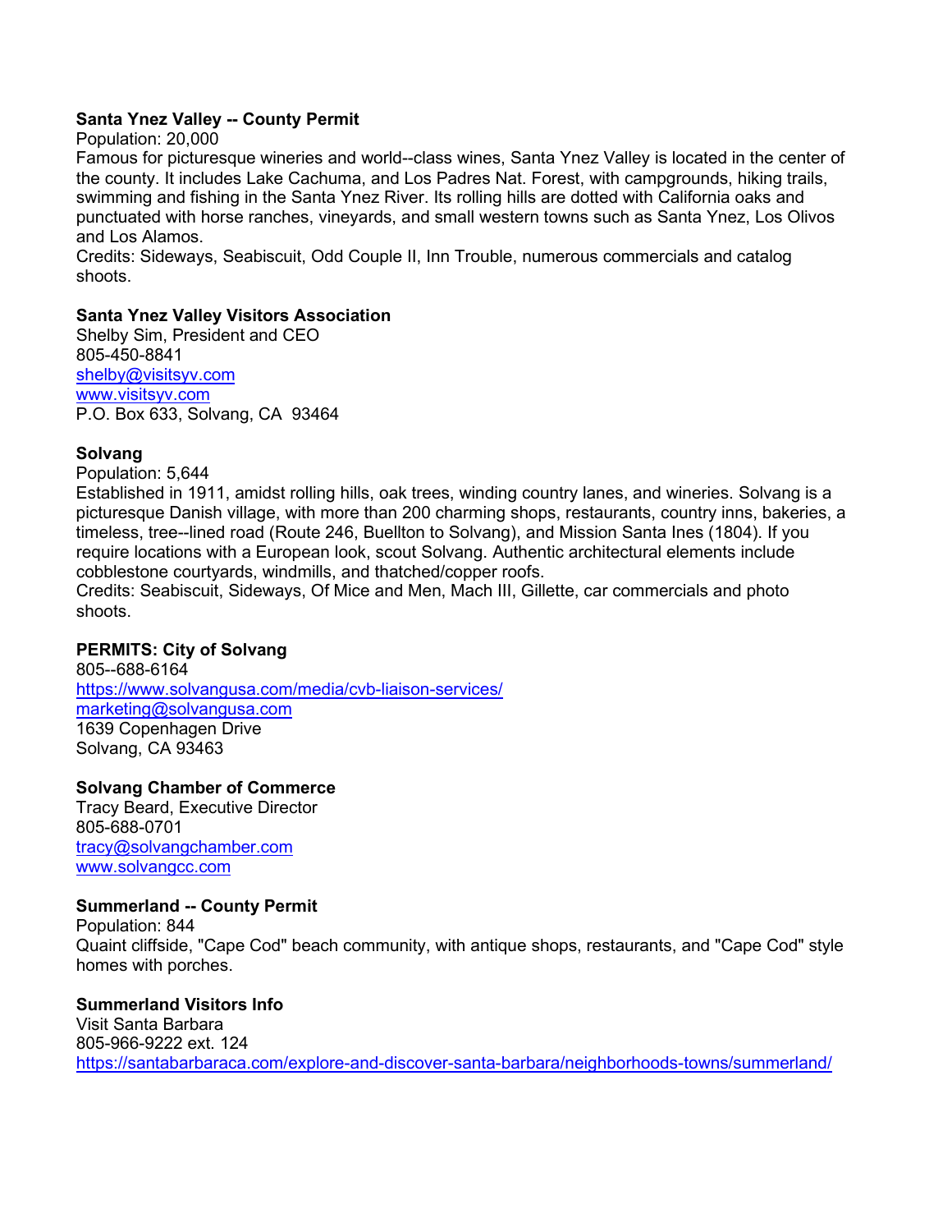**Santa Ynez Valley -- County Permit**
Population: 20,000
Famous for picturesque wineries and world--class wines, Santa Ynez Valley is located in the center of the county. It includes Lake Cachuma, and Los Padres Nat. Forest, with campgrounds, hiking trails, swimming and fishing in the Santa Ynez River. Its rolling hills are dotted with California oaks and punctuated with horse ranches, vineyards, and small western towns such as Santa Ynez, Los Olivos and Los Alamos.
Credits: Sideways, Seabiscuit, Odd Couple II, Inn Trouble, numerous commercials and catalog shoots.

**Santa Ynez Valley Visitors Association**
Shelby Sim, President and CEO
805-450-8841
shelby@visitsyv.com
www.visitsyv.com
P.O. Box 633, Solvang, CA 93464

**Solvang**
Population: 5,644
Established in 1911, amidst rolling hills, oak trees, winding country lanes, and wineries. Solvang is a picturesque Danish village, with more than 200 charming shops, restaurants, country inns, bakeries, a timeless, tree--lined road (Route 246, Buellton to Solvang), and Mission Santa Ines (1804). If you require locations with a European look, scout Solvang. Authentic architectural elements include cobblestone courtyards, windmills, and thatched/copper roofs.
Credits: Seabiscuit, Sideways, Of Mice and Men, Mach III, Gillette, car commercials and photo shoots.

**PERMITS: City of Solvang**
805--688-6164
https://www.solvangusa.com/media/cvb-liaison-services/
marketing@solvangusa.com
1639 Copenhagen Drive
Solvang, CA 93463

**Solvang Chamber of Commerce**
Tracy Beard, Executive Director
805-688-0701
tracy@solvangchamber.com
www.solvangcc.com

**Summerland -- County Permit**
Population: 844
Quaint cliffside, "Cape Cod" beach community, with antique shops, restaurants, and "Cape Cod" style homes with porches.

**Summerland Visitors Info**
Visit Santa Barbara
805-966-9222 ext. 124
https://santabarbaraca.com/explore-and-discover-santa-barbara/neighborhoods-towns/summerland/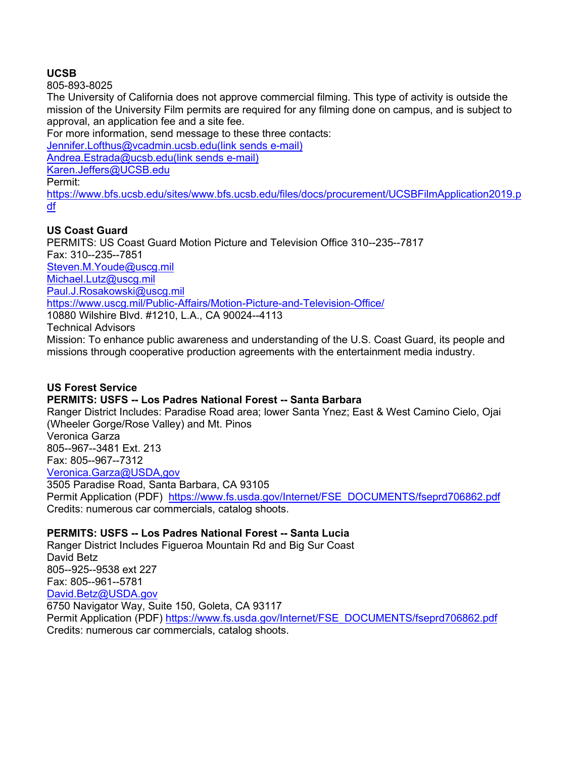**UCSB**
805-893-8025
The University of California does not approve commercial filming. This type of activity is outside the mission of the University Film permits are required for any filming done on campus, and is subject to approval, an application fee and a site fee.
For more information, send message to these three contacts:
Jennifer.Lofthus@vcadmin.ucsb.edu(link sends e-mail)
Andrea.Estrada@ucsb.edu(link sends e-mail)
Karen.Jeffers@UCSB.edu
Permit:
https://www.bfs.ucsb.edu/sites/www.bfs.ucsb.edu/files/docs/procurement/UCSBFilmApplication2019.pdf

**US Coast Guard**
PERMITS: US Coast Guard Motion Picture and Television Office 310--235--7817
Fax: 310--235--7851
Steven.M.Youde@uscg.mil
Michael.Lutz@uscg.mil
Paul.J.Rosakowski@uscg.mil
https://www.uscg.mil/Public-Affairs/Motion-Picture-and-Television-Office/
10880 Wilshire Blvd. #1210, L.A., CA 90024--4113
Technical Advisors
Mission: To enhance public awareness and understanding of the U.S. Coast Guard, its people and missions through cooperative production agreements with the entertainment media industry.

**US Forest Service**
**PERMITS: USFS -- Los Padres National Forest -- Santa Barbara**
Ranger District Includes: Paradise Road area; lower Santa Ynez; East & West Camino Cielo, Ojai (Wheeler Gorge/Rose Valley) and Mt. Pinos
Veronica Garza
805--967--3481 Ext. 213
Fax: 805--967--7312
Veronica.Garza@USDA,gov
3505 Paradise Road, Santa Barbara, CA 93105
Permit Application (PDF) https://www.fs.usda.gov/Internet/FSE_DOCUMENTS/fseprd706862.pdf
Credits: numerous car commercials, catalog shoots.

**PERMITS: USFS -- Los Padres National Forest -- Santa Lucia**
Ranger District Includes Figueroa Mountain Rd and Big Sur Coast
David Betz
805--925--9538 ext 227
Fax: 805--961--5781
David.Betz@USDA.gov
6750 Navigator Way, Suite 150, Goleta, CA 93117
Permit Application (PDF) https://www.fs.usda.gov/Internet/FSE_DOCUMENTS/fseprd706862.pdf
Credits: numerous car commercials, catalog shoots.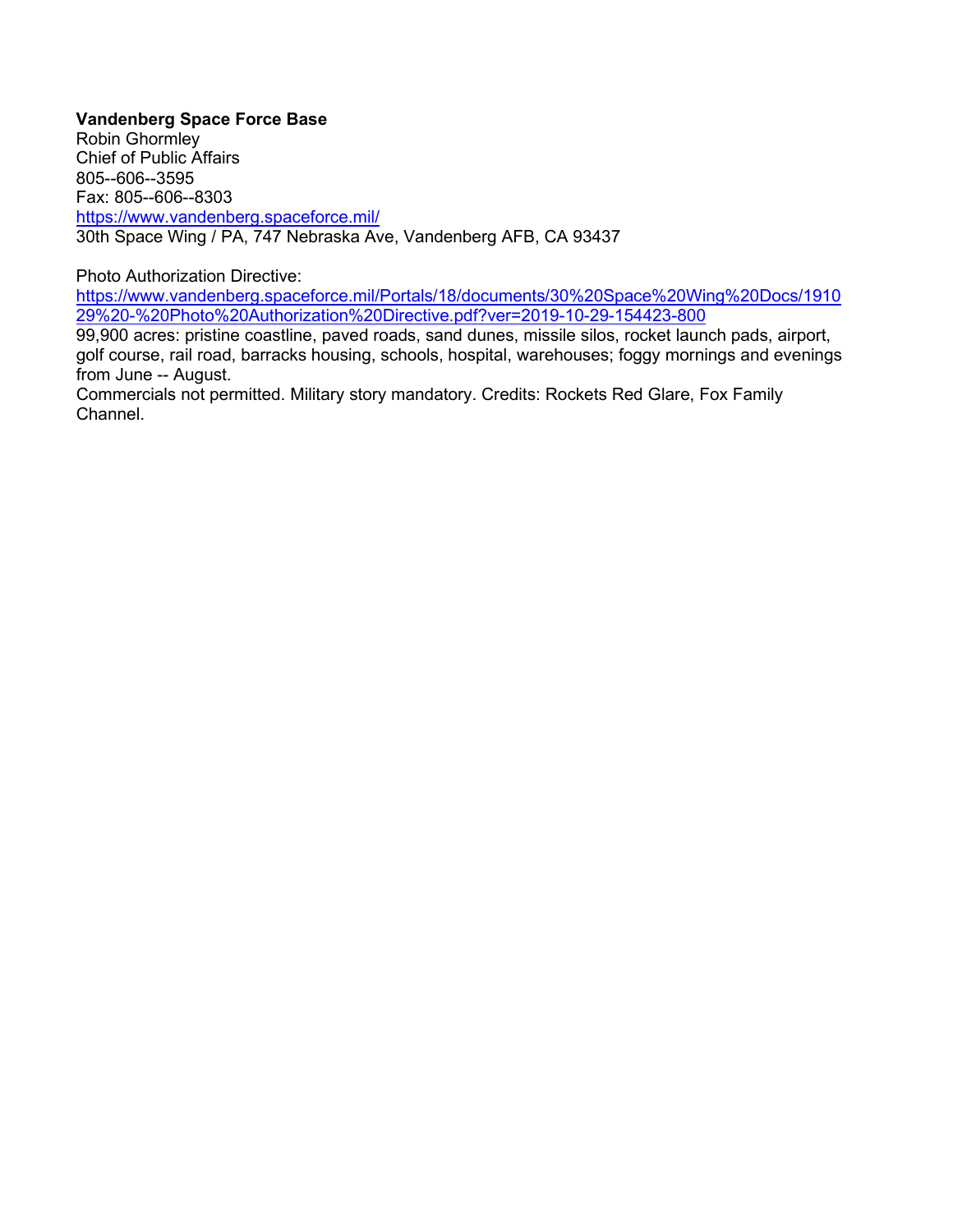**Vandenberg Space Force Base**
Robin Ghormley
Chief of Public Affairs
805--606--3595
Fax: 805--606--8303
https://www.vandenberg.spaceforce.mil/
30th Space Wing / PA, 747 Nebraska Ave, Vandenberg AFB, CA 93437

Photo Authorization Directive:
https://www.vandenberg.spaceforce.mil/Portals/18/documents/30%20Space%20Wing%20Docs/191029%20-%20Photo%20Authorization%20Directive.pdf?ver=2019-10-29-154423-800
99,900 acres: pristine coastline, paved roads, sand dunes, missile silos, rocket launch pads, airport, golf course, rail road, barracks housing, schools, hospital, warehouses; foggy mornings and evenings from June -- August.
Commercials not permitted. Military story mandatory. Credits: Rockets Red Glare, Fox Family Channel.